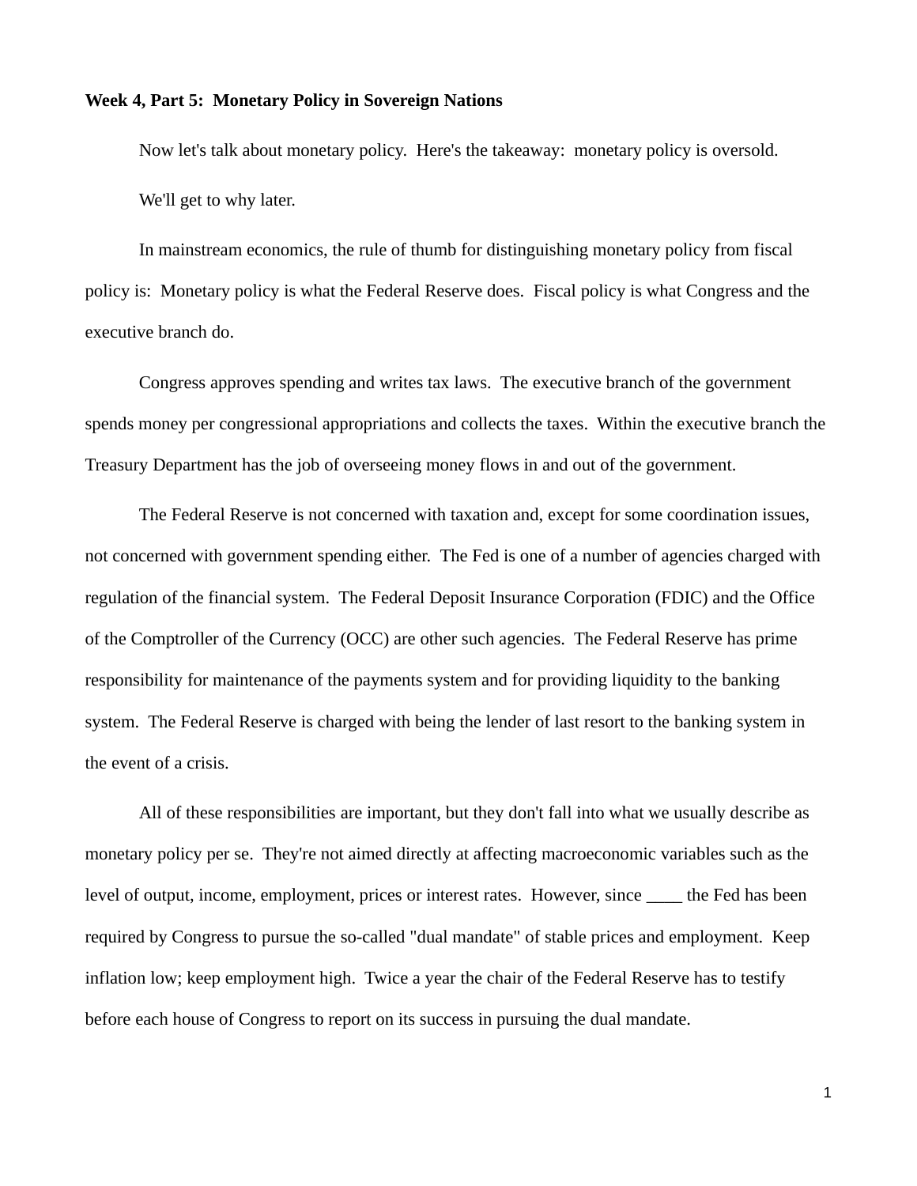**Week 4, Part 5: Monetary Policy in Sovereign Nations**

Now let's talk about monetary policy. Here's the takeaway: monetary policy is oversold.

We'll get to why later.

In mainstream economics, the rule of thumb for distinguishing monetary policy from fiscal policy is: Monetary policy is what the Federal Reserve does. Fiscal policy is what Congress and the executive branch do.

Congress approves spending and writes tax laws. The executive branch of the government spends money per congressional appropriations and collects the taxes. Within the executive branch the Treasury Department has the job of overseeing money flows in and out of the government.

The Federal Reserve is not concerned with taxation and, except for some coordination issues, not concerned with government spending either. The Fed is one of a number of agencies charged with regulation of the financial system. The Federal Deposit Insurance Corporation (FDIC) and the Office of the Comptroller of the Currency (OCC) are other such agencies. The Federal Reserve has prime responsibility for maintenance of the payments system and for providing liquidity to the banking system. The Federal Reserve is charged with being the lender of last resort to the banking system in the event of a crisis.

All of these responsibilities are important, but they don't fall into what we usually describe as monetary policy per se. They're not aimed directly at affecting macroeconomic variables such as the level of output, income, employment, prices or interest rates. However, since ____ the Fed has been required by Congress to pursue the so-called "dual mandate" of stable prices and employment. Keep inflation low; keep employment high. Twice a year the chair of the Federal Reserve has to testify before each house of Congress to report on its success in pursuing the dual mandate.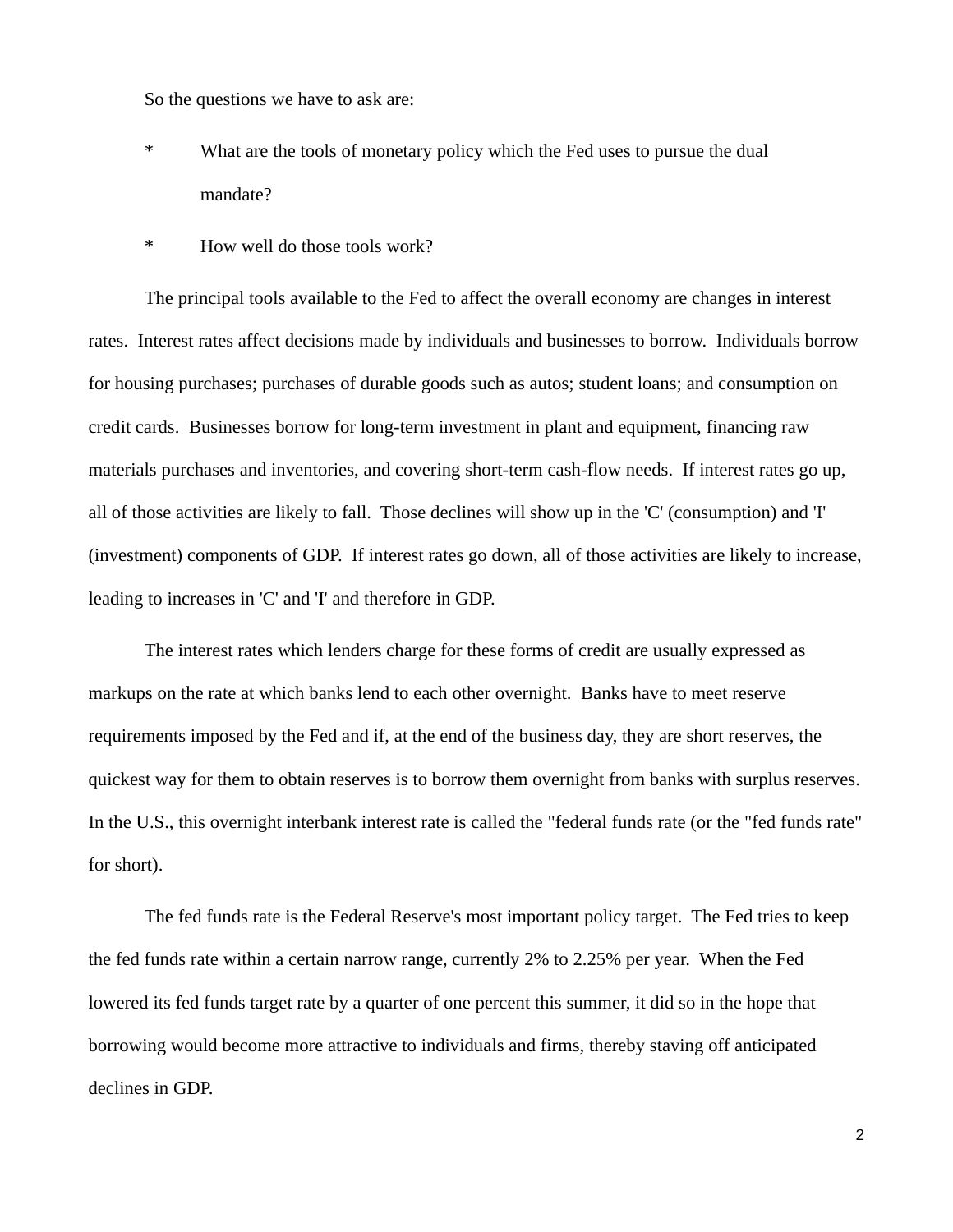So the questions we have to ask are:

* What are the tools of monetary policy which the Fed uses to pursue the dual mandate?

* How well do those tools work?

The principal tools available to the Fed to affect the overall economy are changes in interest rates. Interest rates affect decisions made by individuals and businesses to borrow. Individuals borrow for housing purchases; purchases of durable goods such as autos; student loans; and consumption on credit cards. Businesses borrow for long-term investment in plant and equipment, financing raw materials purchases and inventories, and covering short-term cash-flow needs. If interest rates go up, all of those activities are likely to fall. Those declines will show up in the 'C' (consumption) and 'I' (investment) components of GDP. If interest rates go down, all of those activities are likely to increase, leading to increases in 'C' and 'I' and therefore in GDP.

The interest rates which lenders charge for these forms of credit are usually expressed as markups on the rate at which banks lend to each other overnight. Banks have to meet reserve requirements imposed by the Fed and if, at the end of the business day, they are short reserves, the quickest way for them to obtain reserves is to borrow them overnight from banks with surplus reserves. In the U.S., this overnight interbank interest rate is called the "federal funds rate (or the "fed funds rate" for short).

The fed funds rate is the Federal Reserve's most important policy target. The Fed tries to keep the fed funds rate within a certain narrow range, currently 2% to 2.25% per year. When the Fed lowered its fed funds target rate by a quarter of one percent this summer, it did so in the hope that borrowing would become more attractive to individuals and firms, thereby staving off anticipated declines in GDP.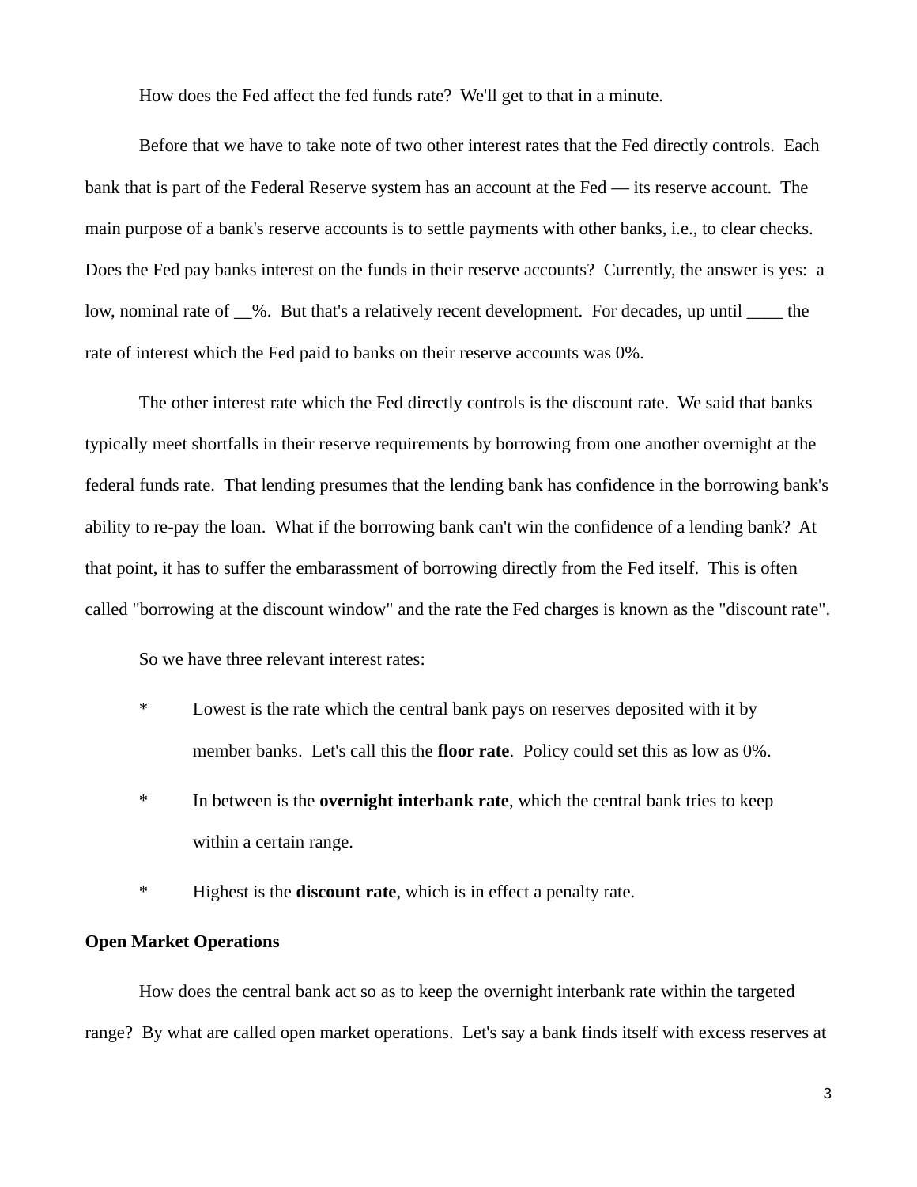How does the Fed affect the fed funds rate? We'll get to that in a minute.

Before that we have to take note of two other interest rates that the Fed directly controls. Each bank that is part of the Federal Reserve system has an account at the Fed — its reserve account. The main purpose of a bank's reserve accounts is to settle payments with other banks, i.e., to clear checks. Does the Fed pay banks interest on the funds in their reserve accounts? Currently, the answer is yes: a low, nominal rate of __%. But that's a relatively recent development. For decades, up until ____ the rate of interest which the Fed paid to banks on their reserve accounts was 0%.

The other interest rate which the Fed directly controls is the discount rate. We said that banks typically meet shortfalls in their reserve requirements by borrowing from one another overnight at the federal funds rate. That lending presumes that the lending bank has confidence in the borrowing bank's ability to re-pay the loan. What if the borrowing bank can't win the confidence of a lending bank? At that point, it has to suffer the embarassment of borrowing directly from the Fed itself. This is often called "borrowing at the discount window" and the rate the Fed charges is known as the "discount rate".

So we have three relevant interest rates:

* Lowest is the rate which the central bank pays on reserves deposited with it by member banks. Let's call this the **floor rate**. Policy could set this as low as 0%.
* In between is the **overnight interbank rate**, which the central bank tries to keep within a certain range.
* Highest is the **discount rate**, which is in effect a penalty rate.

**Open Market Operations**

How does the central bank act so as to keep the overnight interbank rate within the targeted range? By what are called open market operations. Let's say a bank finds itself with excess reserves at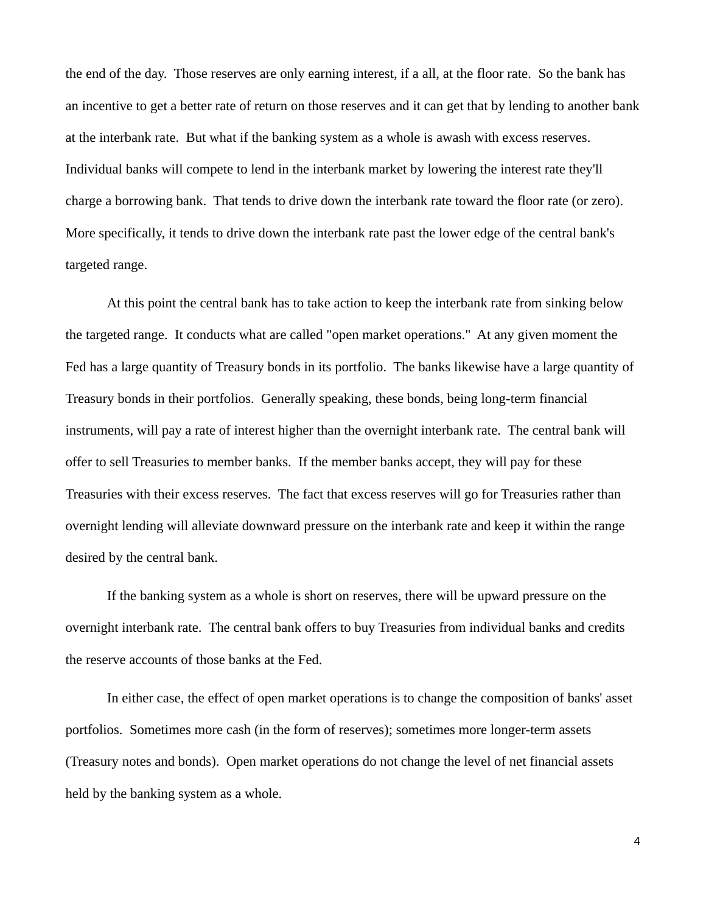the end of the day. Those reserves are only earning interest, if a all, at the floor rate. So the bank has an incentive to get a better rate of return on those reserves and it can get that by lending to another bank at the interbank rate. But what if the banking system as a whole is awash with excess reserves. Individual banks will compete to lend in the interbank market by lowering the interest rate they'll charge a borrowing bank. That tends to drive down the interbank rate toward the floor rate (or zero). More specifically, it tends to drive down the interbank rate past the lower edge of the central bank's targeted range.

At this point the central bank has to take action to keep the interbank rate from sinking below the targeted range. It conducts what are called "open market operations." At any given moment the Fed has a large quantity of Treasury bonds in its portfolio. The banks likewise have a large quantity of Treasury bonds in their portfolios. Generally speaking, these bonds, being long-term financial instruments, will pay a rate of interest higher than the overnight interbank rate. The central bank will offer to sell Treasuries to member banks. If the member banks accept, they will pay for these Treasuries with their excess reserves. The fact that excess reserves will go for Treasuries rather than overnight lending will alleviate downward pressure on the interbank rate and keep it within the range desired by the central bank.

If the banking system as a whole is short on reserves, there will be upward pressure on the overnight interbank rate. The central bank offers to buy Treasuries from individual banks and credits the reserve accounts of those banks at the Fed.

In either case, the effect of open market operations is to change the composition of banks' asset portfolios. Sometimes more cash (in the form of reserves); sometimes more longer-term assets (Treasury notes and bonds). Open market operations do not change the level of net financial assets held by the banking system as a whole.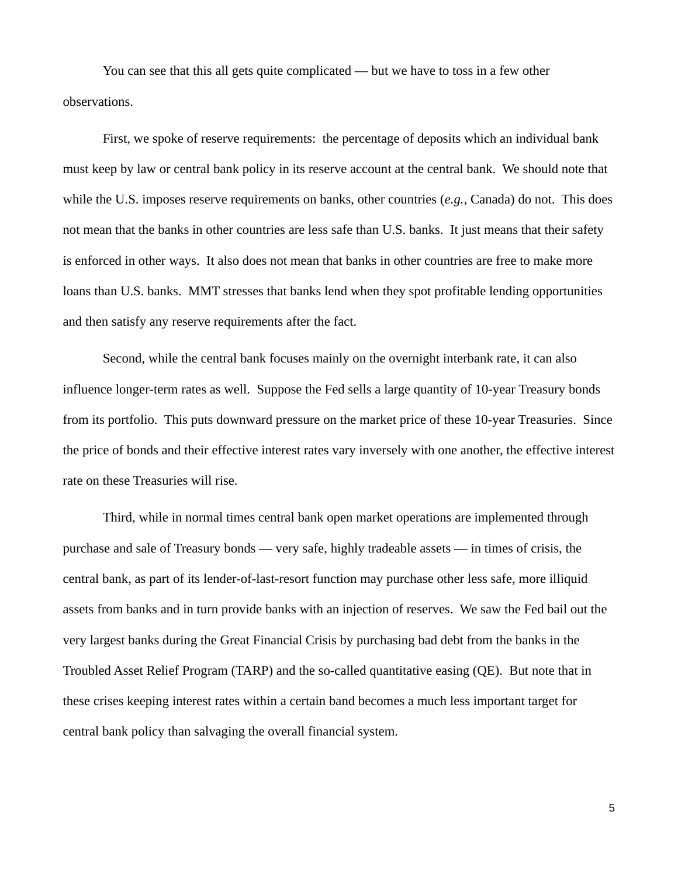You can see that this all gets quite complicated — but we have to toss in a few other observations.

First, we spoke of reserve requirements: the percentage of deposits which an individual bank must keep by law or central bank policy in its reserve account at the central bank. We should note that while the U.S. imposes reserve requirements on banks, other countries (*e.g.*, Canada) do not. This does not mean that the banks in other countries are less safe than U.S. banks. It just means that their safety is enforced in other ways. It also does not mean that banks in other countries are free to make more loans than U.S. banks. MMT stresses that banks lend when they spot profitable lending opportunities and then satisfy any reserve requirements after the fact.

Second, while the central bank focuses mainly on the overnight interbank rate, it can also influence longer-term rates as well. Suppose the Fed sells a large quantity of 10-year Treasury bonds from its portfolio. This puts downward pressure on the market price of these 10-year Treasuries. Since the price of bonds and their effective interest rates vary inversely with one another, the effective interest rate on these Treasuries will rise.

Third, while in normal times central bank open market operations are implemented through purchase and sale of Treasury bonds — very safe, highly tradeable assets — in times of crisis, the central bank, as part of its lender-of-last-resort function may purchase other less safe, more illiquid assets from banks and in turn provide banks with an injection of reserves. We saw the Fed bail out the very largest banks during the Great Financial Crisis by purchasing bad debt from the banks in the Troubled Asset Relief Program (TARP) and the so-called quantitative easing (QE). But note that in these crises keeping interest rates within a certain band becomes a much less important target for central bank policy than salvaging the overall financial system.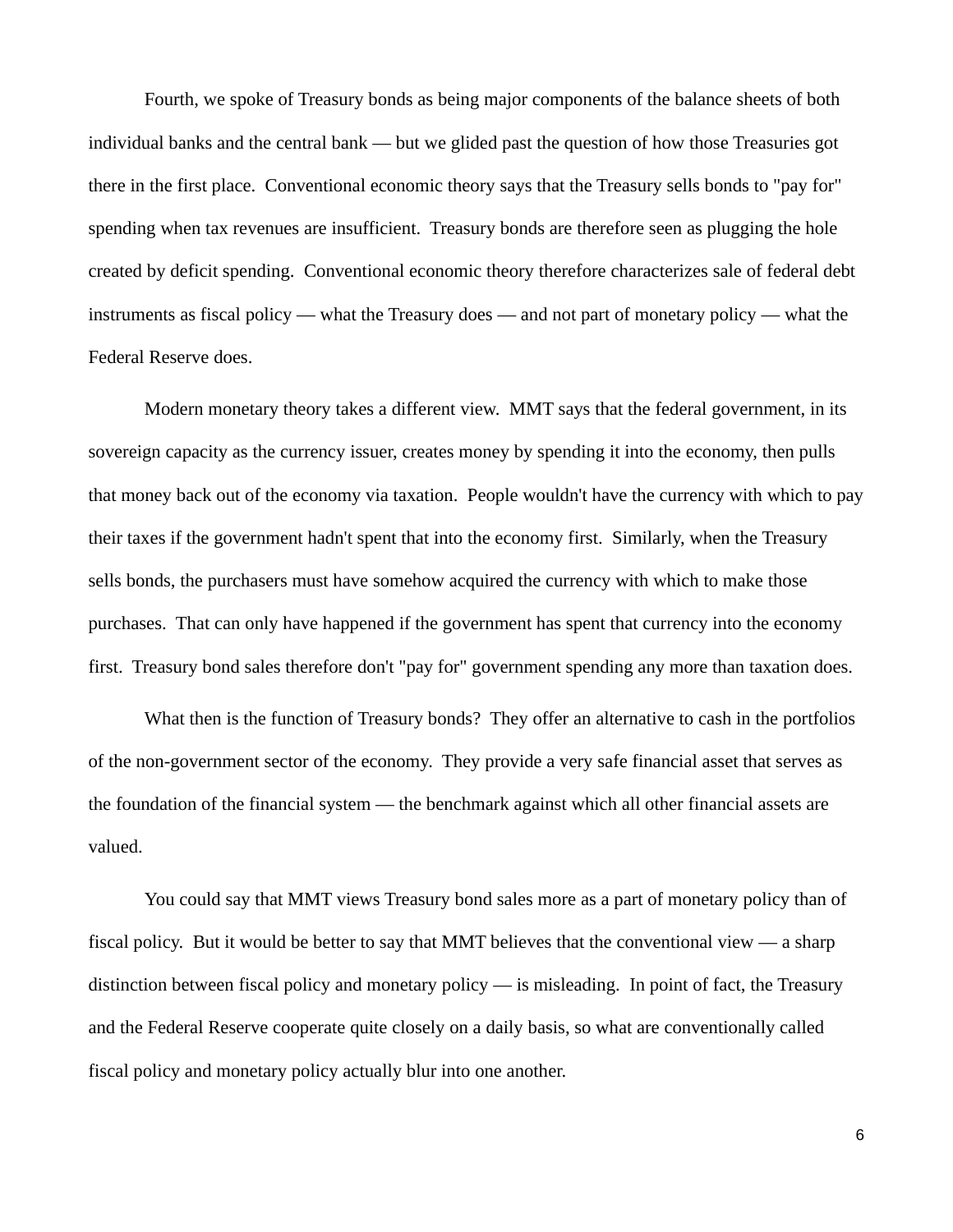Fourth, we spoke of Treasury bonds as being major components of the balance sheets of both individual banks and the central bank — but we glided past the question of how those Treasuries got there in the first place. Conventional economic theory says that the Treasury sells bonds to "pay for" spending when tax revenues are insufficient. Treasury bonds are therefore seen as plugging the hole created by deficit spending. Conventional economic theory therefore characterizes sale of federal debt instruments as fiscal policy — what the Treasury does — and not part of monetary policy — what the Federal Reserve does.

Modern monetary theory takes a different view. MMT says that the federal government, in its sovereign capacity as the currency issuer, creates money by spending it into the economy, then pulls that money back out of the economy via taxation. People wouldn't have the currency with which to pay their taxes if the government hadn't spent that into the economy first. Similarly, when the Treasury sells bonds, the purchasers must have somehow acquired the currency with which to make those purchases. That can only have happened if the government has spent that currency into the economy first. Treasury bond sales therefore don't "pay for" government spending any more than taxation does.

What then is the function of Treasury bonds? They offer an alternative to cash in the portfolios of the non-government sector of the economy. They provide a very safe financial asset that serves as the foundation of the financial system — the benchmark against which all other financial assets are valued.

You could say that MMT views Treasury bond sales more as a part of monetary policy than of fiscal policy. But it would be better to say that MMT believes that the conventional view — a sharp distinction between fiscal policy and monetary policy — is misleading. In point of fact, the Treasury and the Federal Reserve cooperate quite closely on a daily basis, so what are conventionally called fiscal policy and monetary policy actually blur into one another.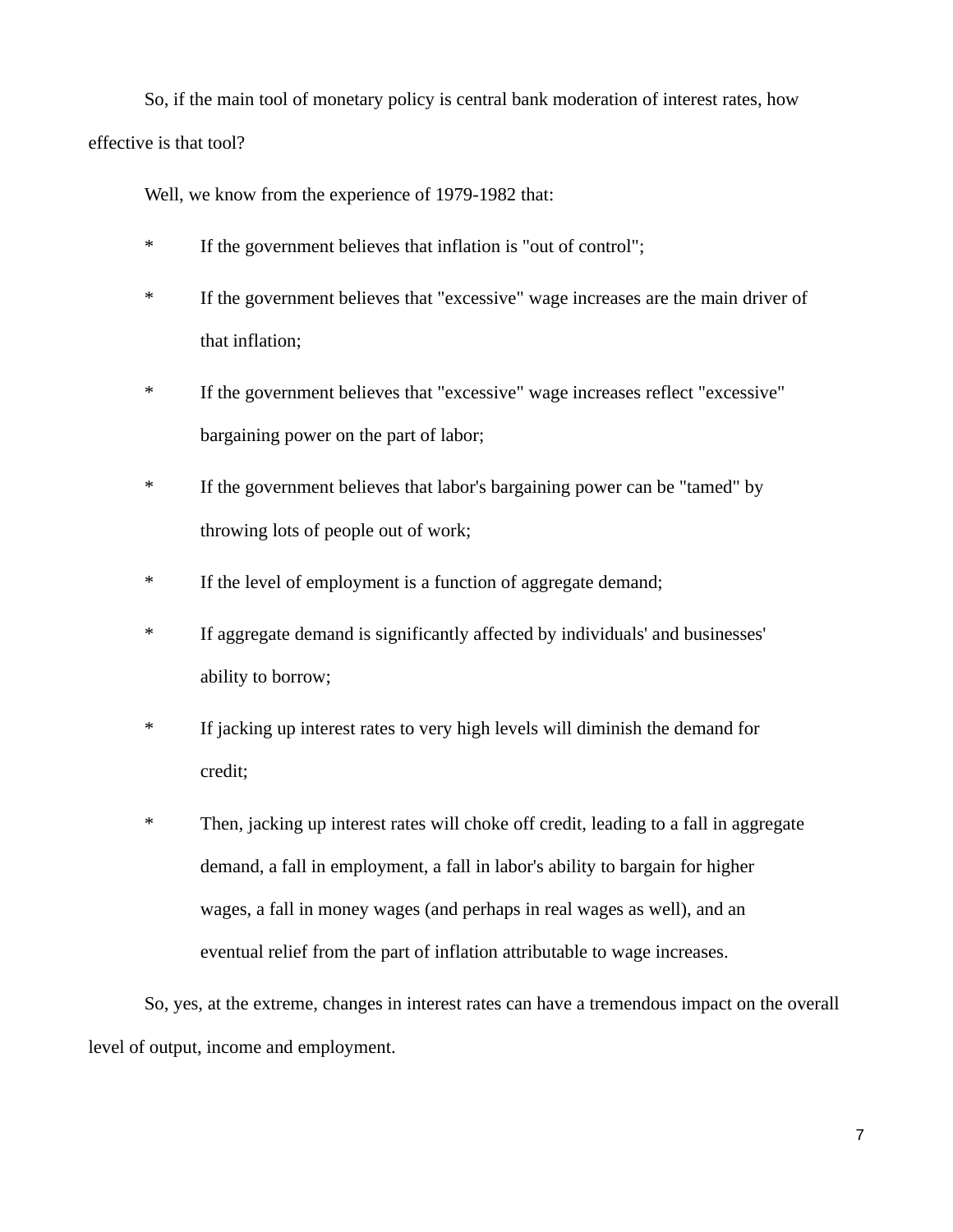So, if the main tool of monetary policy is central bank moderation of interest rates, how effective is that tool?

Well, we know from the experience of 1979-1982 that:

* If the government believes that inflation is "out of control";
* If the government believes that "excessive" wage increases are the main driver of that inflation;
* If the government believes that "excessive" wage increases reflect "excessive" bargaining power on the part of labor;
* If the government believes that labor's bargaining power can be "tamed" by throwing lots of people out of work;
* If the level of employment is a function of aggregate demand;
* If aggregate demand is significantly affected by individuals' and businesses' ability to borrow;
* If jacking up interest rates to very high levels will diminish the demand for credit;
* Then, jacking up interest rates will choke off credit, leading to a fall in aggregate demand, a fall in employment, a fall in labor's ability to bargain for higher wages, a fall in money wages (and perhaps in real wages as well), and an eventual relief from the part of inflation attributable to wage increases.

So, yes, at the extreme, changes in interest rates can have a tremendous impact on the overall level of output, income and employment.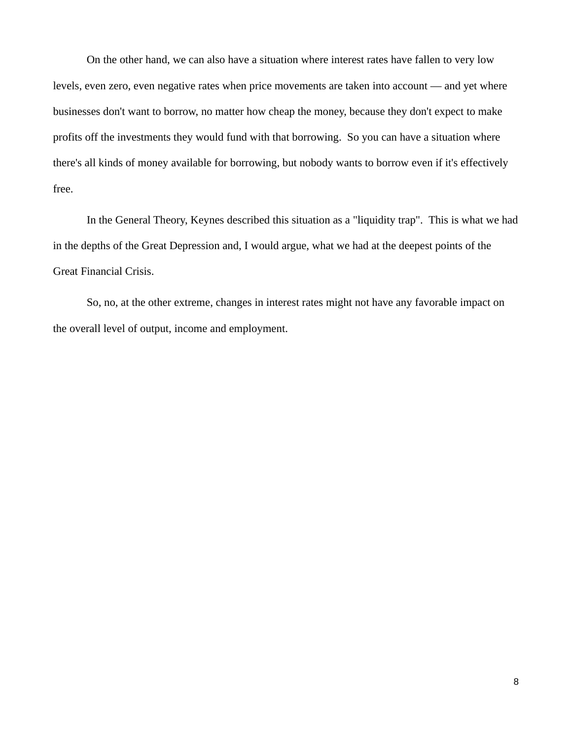On the other hand, we can also have a situation where interest rates have fallen to very low levels, even zero, even negative rates when price movements are taken into account — and yet where businesses don't want to borrow, no matter how cheap the money, because they don't expect to make profits off the investments they would fund with that borrowing. So you can have a situation where there's all kinds of money available for borrowing, but nobody wants to borrow even if it's effectively free.

In the General Theory, Keynes described this situation as a "liquidity trap". This is what we had in the depths of the Great Depression and, I would argue, what we had at the deepest points of the Great Financial Crisis.

So, no, at the other extreme, changes in interest rates might not have any favorable impact on the overall level of output, income and employment.